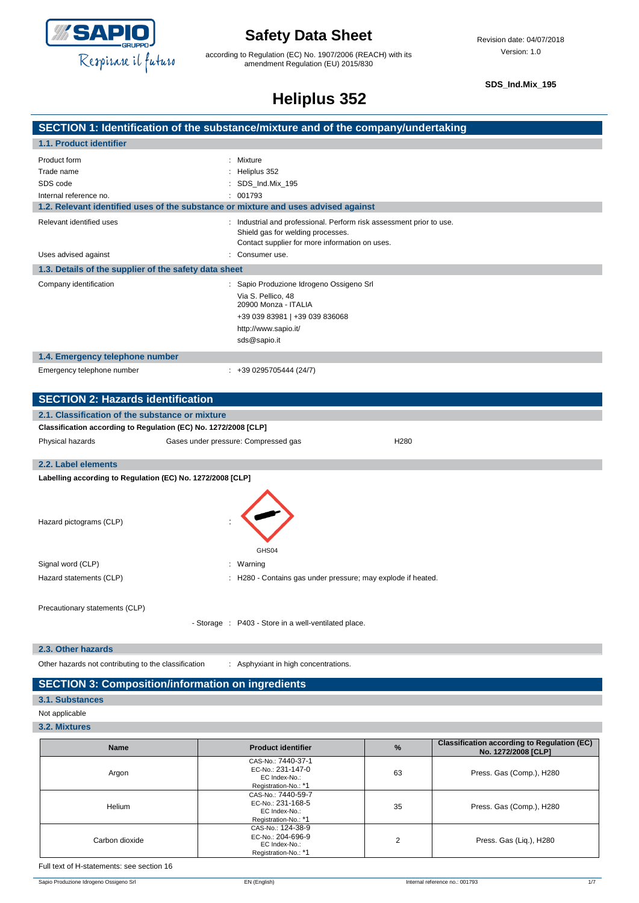# Safety Data Sheet

according to Regulation (EC) No. 1907/2006 (REACH) with its amendment Regulation (EU) 2015/830

Revision date: 04/07/2018
Version: 1.0

**SDS_Ind.Mix_195**

# Heliplus 352

## SECTION 1: Identification of the substance/mixture and of the company/undertaking

### 1.1. Product identifier

Product form : Mixture
Trade name : Heliplus 352
SDS code : SDS_Ind.Mix_195
Internal reference no. : 001793

### 1.2. Relevant identified uses of the substance or mixture and uses advised against

Relevant identified uses : Industrial and professional. Perform risk assessment prior to use.
Shield gas for welding processes.
Contact supplier for more information on uses.

Uses advised against : Consumer use.

### 1.3. Details of the supplier of the safety data sheet

Company identification : Sapio Produzione Idrogeno Ossigeno Srl
Via S. Pellico, 48
20900 Monza - ITALIA
+39 039 83981 | +39 039 836068
http://www.sapio.it/
sds@sapio.it

### 1.4. Emergency telephone number

Emergency telephone number : +39 0295705444 (24/7)

## SECTION 2: Hazards identification

### 2.1. Classification of the substance or mixture

**Classification according to Regulation (EC) No. 1272/2008 [CLP]**

Physical hazards | Gases under pressure: Compressed gas | H280

### 2.2. Label elements

**Labelling according to Regulation (EC) No. 1272/2008 [CLP]**

Hazard pictograms (CLP) : GHS04

Signal word (CLP) : Warning

Hazard statements (CLP) : H280 - Contains gas under pressure; may explode if heated.

Precautionary statements (CLP)

- Storage : P403 - Store in a well-ventilated place.

### 2.3. Other hazards

Other hazards not contributing to the classification : Asphyxiant in high concentrations.

## SECTION 3: Composition/information on ingredients

### 3.1. Substances

Not applicable

### 3.2. Mixtures

| Name | Product identifier | % | Classification according to Regulation (EC) No. 1272/2008 [CLP] |
|---|---|---|---|
| Argon | CAS-No.: 7440-37-1<br>EC-No.: 231-147-0<br>EC Index-No.:<br>Registration-No.: *1 | 63 | Press. Gas (Comp.), H280 |
| Helium | CAS-No.: 7440-59-7<br>EC-No.: 231-168-5<br>EC Index-No.:<br>Registration-No.: *1 | 35 | Press. Gas (Comp.), H280 |
| Carbon dioxide | CAS-No.: 124-38-9<br>EC-No.: 204-696-9<br>EC Index-No.:<br>Registration-No.: *1 | 2 | Press. Gas (Liq.), H280 |

Full text of H-statements: see section 16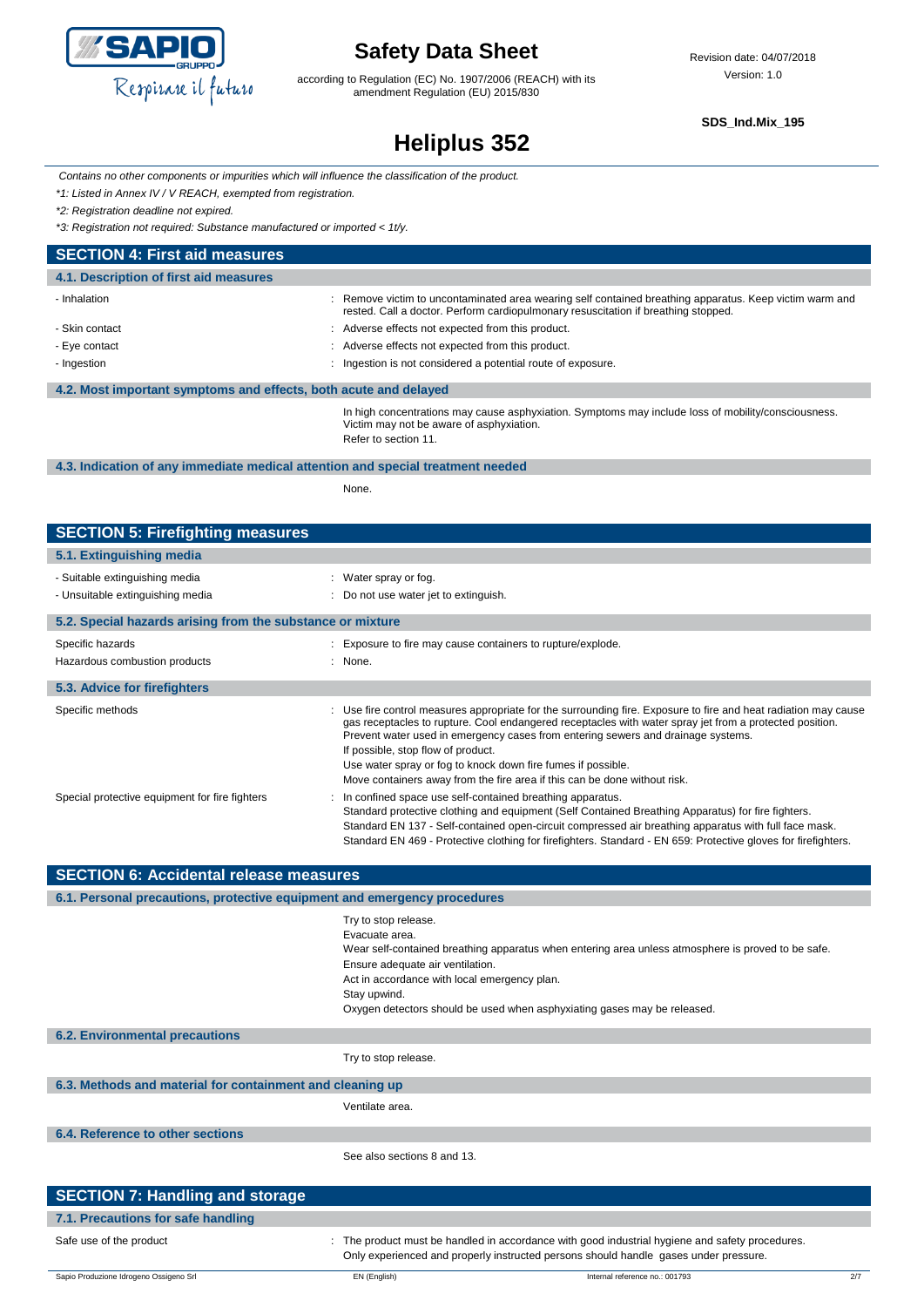*Contains no other components or impurities which will influence the classification of the product.*

*\*1: Listed in Annex IV / V REACH, exempted from registration.*

*\*2: Registration deadline not expired.*

*\*3: Registration not required: Substance manufactured or imported < 1t/y.*

## SECTION 4: First aid measures

### 4.1. Description of first aid measures

- Inhalation : Remove victim to uncontaminated area wearing self contained breathing apparatus. Keep victim warm and rested. Call a doctor. Perform cardiopulmonary resuscitation if breathing stopped.
- Skin contact : Adverse effects not expected from this product.
- Eye contact : Adverse effects not expected from this product.
- Ingestion : Ingestion is not considered a potential route of exposure.

### 4.2. Most important symptoms and effects, both acute and delayed

In high concentrations may cause asphyxiation. Symptoms may include loss of mobility/consciousness. Victim may not be aware of asphyxiation.

Refer to section 11.

### 4.3. Indication of any immediate medical attention and special treatment needed

None.

## SECTION 5: Firefighting measures

### 5.1. Extinguishing media

- Suitable extinguishing media : Water spray or fog.
- Unsuitable extinguishing media : Do not use water jet to extinguish.

### 5.2. Special hazards arising from the substance or mixture

Specific hazards : Exposure to fire may cause containers to rupture/explode.

Hazardous combustion products : None.

### 5.3. Advice for firefighters

Specific methods : Use fire control measures appropriate for the surrounding fire. Exposure to fire and heat radiation may cause gas receptacles to rupture. Cool endangered receptacles with water spray jet from a protected position. Prevent water used in emergency cases from entering sewers and drainage systems.
If possible, stop flow of product.
Use water spray or fog to knock down fire fumes if possible.
Move containers away from the fire area if this can be done without risk.

Special protective equipment for fire fighters : In confined space use self-contained breathing apparatus.
Standard protective clothing and equipment (Self Contained Breathing Apparatus) for fire fighters.
Standard EN 137 - Self-contained open-circuit compressed air breathing apparatus with full face mask.
Standard EN 469 - Protective clothing for firefighters. Standard - EN 659: Protective gloves for firefighters.

## SECTION 6: Accidental release measures

### 6.1. Personal precautions, protective equipment and emergency procedures

Try to stop release.
Evacuate area.
Wear self-contained breathing apparatus when entering area unless atmosphere is proved to be safe.
Ensure adequate air ventilation.
Act in accordance with local emergency plan.
Stay upwind.
Oxygen detectors should be used when asphyxiating gases may be released.

### 6.2. Environmental precautions

Try to stop release.

### 6.3. Methods and material for containment and cleaning up

Ventilate area.

### 6.4. Reference to other sections

See also sections 8 and 13.

## SECTION 7: Handling and storage

### 7.1. Precautions for safe handling

Safe use of the product : The product must be handled in accordance with good industrial hygiene and safety procedures.
Only experienced and properly instructed persons should handle gases under pressure.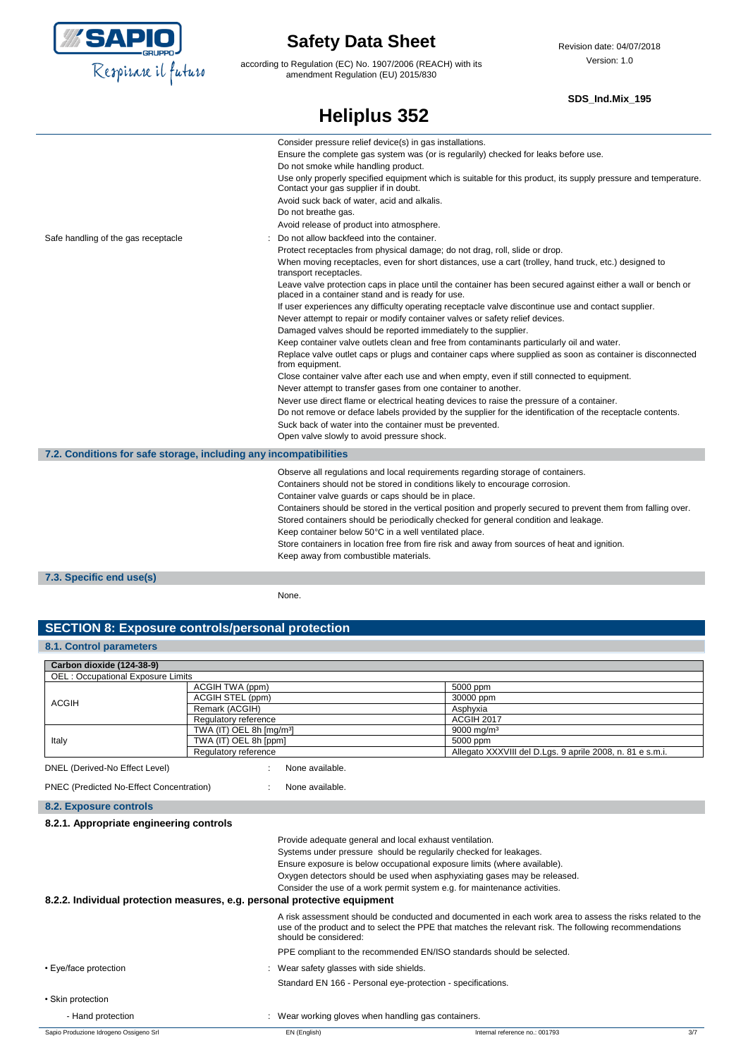Consider pressure relief device(s) in gas installations.
Ensure the complete gas system was (or is regularily) checked for leaks before use.
Do not smoke while handling product.
Use only properly specified equipment which is suitable for this product, its supply pressure and temperature. Contact your gas supplier if in doubt.
Avoid suck back of water, acid and alkalis.
Do not breathe gas.
Avoid release of product into atmosphere.

Safe handling of the gas receptacle : Do not allow backfeed into the container.
Protect receptacles from physical damage; do not drag, roll, slide or drop.
When moving receptacles, even for short distances, use a cart (trolley, hand truck, etc.) designed to transport receptacles.
Leave valve protection caps in place until the container has been secured against either a wall or bench or placed in a container stand and is ready for use.
If user experiences any difficulty operating receptacle valve discontinue use and contact supplier.
Never attempt to repair or modify container valves or safety relief devices.
Damaged valves should be reported immediately to the supplier.
Keep container valve outlets clean and free from contaminants particularly oil and water.
Replace valve outlet caps or plugs and container caps where supplied as soon as container is disconnected from equipment.
Close container valve after each use and when empty, even if still connected to equipment.
Never attempt to transfer gases from one container to another.
Never use direct flame or electrical heating devices to raise the pressure of a container.
Do not remove or deface labels provided by the supplier for the identification of the receptacle contents.
Suck back of water into the container must be prevented.
Open valve slowly to avoid pressure shock.

### 7.2. Conditions for safe storage, including any incompatibilities

Observe all regulations and local requirements regarding storage of containers.
Containers should not be stored in conditions likely to encourage corrosion.
Container valve guards or caps should be in place.
Containers should be stored in the vertical position and properly secured to prevent them from falling over.
Stored containers should be periodically checked for general condition and leakage.
Keep container below 50°C in a well ventilated place.
Store containers in location free from fire risk and away from sources of heat and ignition.
Keep away from combustible materials.

### 7.3. Specific end use(s)

None.

## SECTION 8: Exposure controls/personal protection

### 8.1. Control parameters

| Carbon dioxide (124-38-9) | | |
|---|---|---|
| OEL : Occupational Exposure Limits | | |
| ACGIH | ACGIH TWA (ppm) | 5000 ppm |
| | ACGIH STEL (ppm) | 30000 ppm |
| | Remark (ACGIH) | Asphyxia |
| | Regulatory reference | ACGIH 2017 |
| Italy | TWA (IT) OEL 8h [mg/m³] | 9000 mg/m³ |
| | TWA (IT) OEL 8h [ppm] | 5000 ppm |
| | Regulatory reference | Allegato XXXVIII del D.Lgs. 9 aprile 2008, n. 81 e s.m.i. |

DNEL (Derived-No Effect Level) : None available.

PNEC (Predicted No-Effect Concentration) : None available.

### 8.2. Exposure controls

#### 8.2.1. Appropriate engineering controls

Provide adequate general and local exhaust ventilation.
Systems under pressure should be regularily checked for leakages.
Ensure exposure is below occupational exposure limits (where available).
Oxygen detectors should be used when asphyxiating gases may be released.
Consider the use of a work permit system e.g. for maintenance activities.

#### 8.2.2. Individual protection measures, e.g. personal protective equipment

A risk assessment should be conducted and documented in each work area to assess the risks related to the use of the product and to select the PPE that matches the relevant risk. The following recommendations should be considered:

PPE compliant to the recommended EN/ISO standards should be selected.

• Eye/face protection : Wear safety glasses with side shields.
Standard EN 166 - Personal eye-protection - specifications.

• Skin protection

- Hand protection : Wear working gloves when handling gas containers.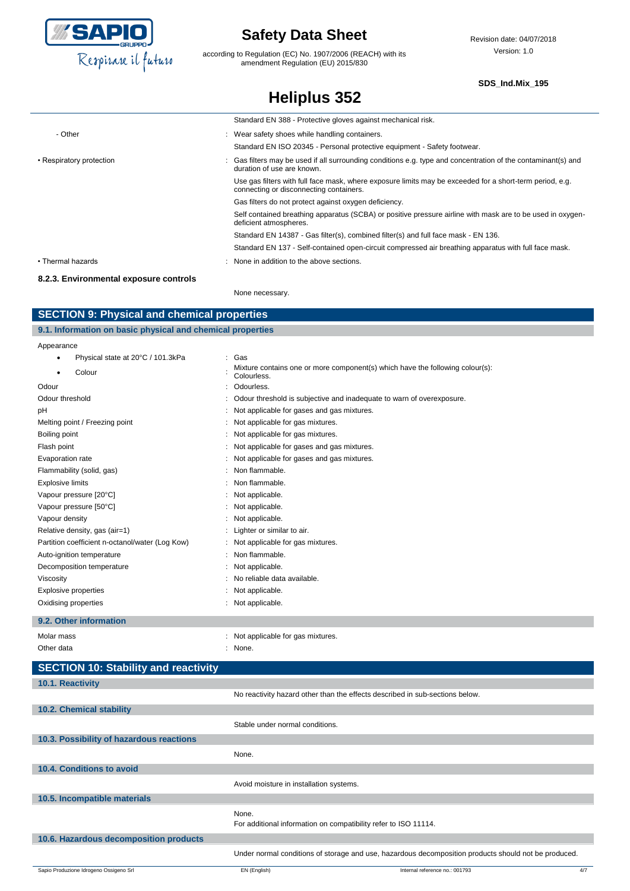| | |
|---|---|
| | Standard EN 388 - Protective gloves against mechanical risk. |
| - Other | : Wear safety shoes while handling containers. |
| | Standard EN ISO 20345 - Personal protective equipment - Safety footwear. |
| • Respiratory protection | : Gas filters may be used if all surrounding conditions e.g. type and concentration of the contaminant(s) and duration of use are known. |
| | Use gas filters with full face mask, where exposure limits may be exceeded for a short-term period, e.g. connecting or disconnecting containers. |
| | Gas filters do not protect against oxygen deficiency. |
| | Self contained breathing apparatus (SCBA) or positive pressure airline with mask are to be used in oxygen-deficient atmospheres. |
| | Standard EN 14387 - Gas filter(s), combined filter(s) and full face mask - EN 136. |
| | Standard EN 137 - Self-contained open-circuit compressed air breathing apparatus with full face mask. |
| • Thermal hazards | : None in addition to the above sections. |

### 8.2.3. Environmental exposure controls

None necessary.

## SECTION 9: Physical and chemical properties

### 9.1. Information on basic physical and chemical properties

| | |
|---|---|
| Appearance | |
| • Physical state at 20°C / 101.3kPa | : Gas |
| • Colour | : Mixture contains one or more component(s) which have the following colour(s): Colourless. |
| Odour | : Odourless. |
| Odour threshold | : Odour threshold is subjective and inadequate to warn of overexposure. |
| pH | : Not applicable for gases and gas mixtures. |
| Melting point / Freezing point | : Not applicable for gas mixtures. |
| Boiling point | : Not applicable for gas mixtures. |
| Flash point | : Not applicable for gases and gas mixtures. |
| Evaporation rate | : Not applicable for gases and gas mixtures. |
| Flammability (solid, gas) | : Non flammable. |
| Explosive limits | : Non flammable. |
| Vapour pressure [20°C] | : Not applicable. |
| Vapour pressure [50°C] | : Not applicable. |
| Vapour density | : Not applicable. |
| Relative density, gas (air=1) | : Lighter or similar to air. |
| Partition coefficient n-octanol/water (Log Kow) | : Not applicable for gas mixtures. |
| Auto-ignition temperature | : Non flammable. |
| Decomposition temperature | : Not applicable. |
| Viscosity | : No reliable data available. |
| Explosive properties | : Not applicable. |
| Oxidising properties | : Not applicable. |

### 9.2. Other information

| | |
|---|---|
| Molar mass | : Not applicable for gas mixtures. |
| Other data | : None. |

## SECTION 10: Stability and reactivity

### 10.1. Reactivity

No reactivity hazard other than the effects described in sub-sections below.

### 10.2. Chemical stability

Stable under normal conditions.

### 10.3. Possibility of hazardous reactions

None.

### 10.4. Conditions to avoid

Avoid moisture in installation systems.

### 10.5. Incompatible materials

None.
For additional information on compatibility refer to ISO 11114.

### 10.6. Hazardous decomposition products

Under normal conditions of storage and use, hazardous decomposition products should not be produced.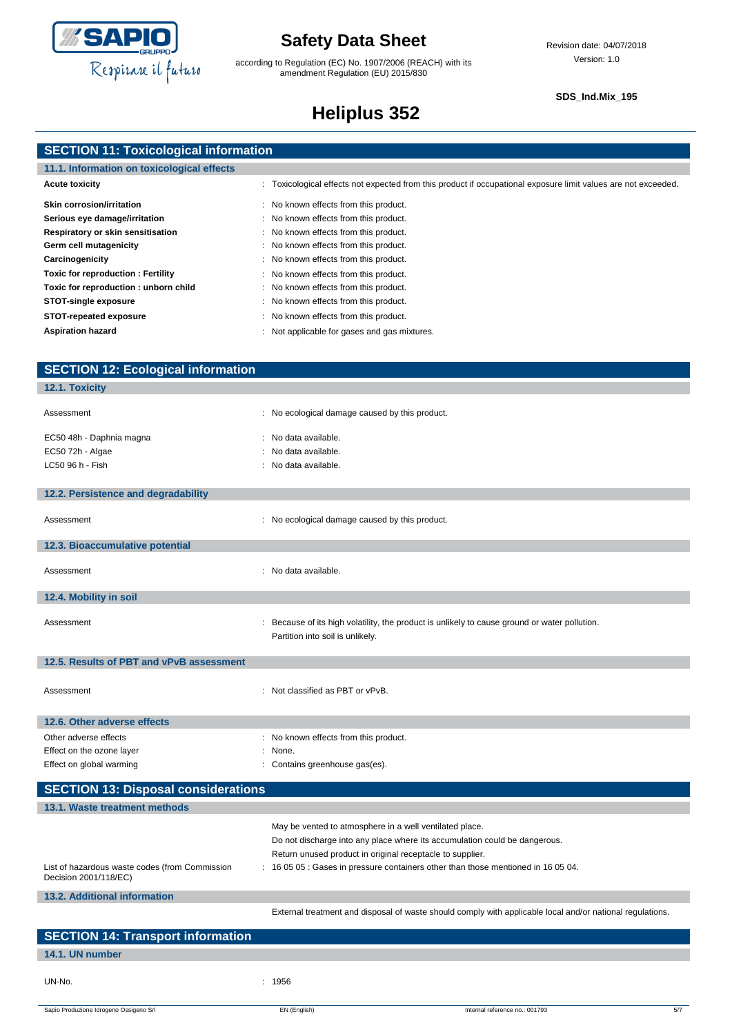## SECTION 11: Toxicological information

### 11.1. Information on toxicological effects

| | |
|---|---|
| **Acute toxicity** | : Toxicological effects not expected from this product if occupational exposure limit values are not exceeded. |
| **Skin corrosion/irritation** | : No known effects from this product. |
| **Serious eye damage/irritation** | : No known effects from this product. |
| **Respiratory or skin sensitisation** | : No known effects from this product. |
| **Germ cell mutagenicity** | : No known effects from this product. |
| **Carcinogenicity** | : No known effects from this product. |
| **Toxic for reproduction : Fertility** | : No known effects from this product. |
| **Toxic for reproduction : unborn child** | : No known effects from this product. |
| **STOT-single exposure** | : No known effects from this product. |
| **STOT-repeated exposure** | : No known effects from this product. |
| **Aspiration hazard** | : Not applicable for gases and gas mixtures. |

## SECTION 12: Ecological information

### 12.1. Toxicity

| | |
|---|---|
| Assessment | : No ecological damage caused by this product. |
| EC50 48h - Daphnia magna | : No data available. |
| EC50 72h - Algae | : No data available. |
| LC50 96 h - Fish | : No data available. |

### 12.2. Persistence and degradability

| | |
|---|---|
| Assessment | : No ecological damage caused by this product. |

### 12.3. Bioaccumulative potential

| | |
|---|---|
| Assessment | : No data available. |

### 12.4. Mobility in soil

| | |
|---|---|
| Assessment | : Because of its high volatility, the product is unlikely to cause ground or water pollution. Partition into soil is unlikely. |

### 12.5. Results of PBT and vPvB assessment

| | |
|---|---|
| Assessment | : Not classified as PBT or vPvB. |

### 12.6. Other adverse effects

| | |
|---|---|
| Other adverse effects | : No known effects from this product. |
| Effect on the ozone layer | : None. |
| Effect on global warming | : Contains greenhouse gas(es). |

## SECTION 13: Disposal considerations

### 13.1. Waste treatment methods

May be vented to atmosphere in a well ventilated place.
Do not discharge into any place where its accumulation could be dangerous.
Return unused product in original receptacle to supplier.

| | |
|---|---|
| List of hazardous waste codes (from Commission Decision 2001/118/EC) | : 16 05 05 : Gases in pressure containers other than those mentioned in 16 05 04. |

### 13.2. Additional information

External treatment and disposal of waste should comply with applicable local and/or national regulations.

## SECTION 14: Transport information

### 14.1. UN number

| | |
|---|---|
| UN-No. | : 1956 |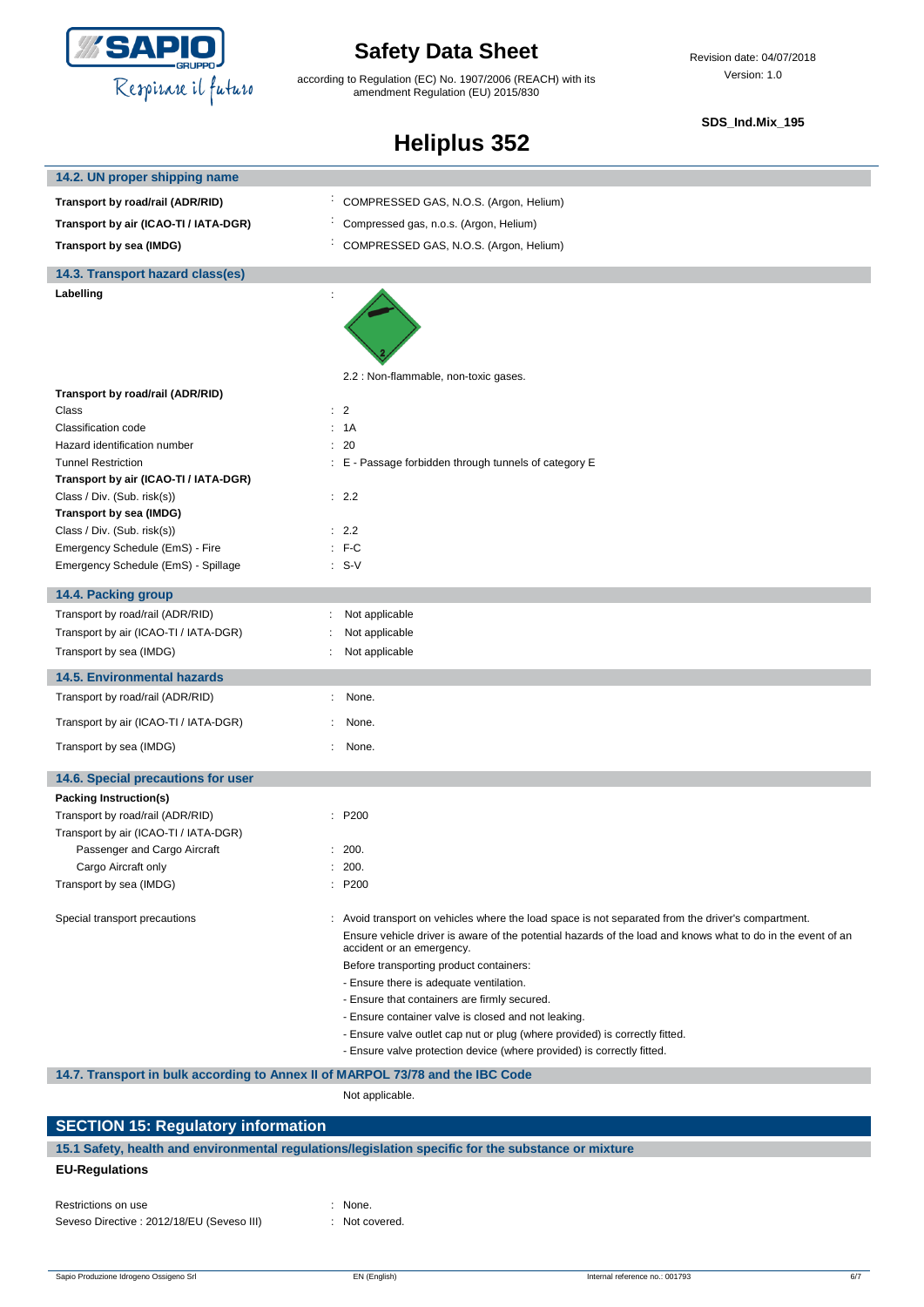### 14.2. UN proper shipping name

| | |
|---|---|
| **Transport by road/rail (ADR/RID)** | : COMPRESSED GAS, N.O.S. (Argon, Helium) |
| **Transport by air (ICAO-TI / IATA-DGR)** | : Compressed gas, n.o.s. (Argon, Helium) |
| **Transport by sea (IMDG)** | : COMPRESSED GAS, N.O.S. (Argon, Helium) |

### 14.3. Transport hazard class(es)

**Labelling** :

2.2 : Non-flammable, non-toxic gases.

**Transport by road/rail (ADR/RID)**

| | |
|---|---|
| Class | : 2 |
| Classification code | : 1A |
| Hazard identification number | : 20 |
| Tunnel Restriction | : E - Passage forbidden through tunnels of category E |

**Transport by air (ICAO-TI / IATA-DGR)**

| | |
|---|---|
| Class / Div. (Sub. risk(s)) | : 2.2 |

**Transport by sea (IMDG)**

| | |
|---|---|
| Class / Div. (Sub. risk(s)) | : 2.2 |
| Emergency Schedule (EmS) - Fire | : F-C |
| Emergency Schedule (EmS) - Spillage | : S-V |

### 14.4. Packing group

| | |
|---|---|
| Transport by road/rail (ADR/RID) | : Not applicable |
| Transport by air (ICAO-TI / IATA-DGR) | : Not applicable |
| Transport by sea (IMDG) | : Not applicable |

### 14.5. Environmental hazards

| | |
|---|---|
| Transport by road/rail (ADR/RID) | : None. |
| Transport by air (ICAO-TI / IATA-DGR) | : None. |
| Transport by sea (IMDG) | : None. |

### 14.6. Special precautions for user

**Packing Instruction(s)**

| | |
|---|---|
| Transport by road/rail (ADR/RID) | : P200 |
| Transport by air (ICAO-TI / IATA-DGR) | |
| Passenger and Cargo Aircraft | : 200. |
| Cargo Aircraft only | : 200. |
| Transport by sea (IMDG) | : P200 |

Special transport precautions : Avoid transport on vehicles where the load space is not separated from the driver's compartment.

Ensure vehicle driver is aware of the potential hazards of the load and knows what to do in the event of an accident or an emergency.

Before transporting product containers:

- Ensure there is adequate ventilation.
- Ensure that containers are firmly secured.
- Ensure container valve is closed and not leaking.
- Ensure valve outlet cap nut or plug (where provided) is correctly fitted.
- Ensure valve protection device (where provided) is correctly fitted.

### 14.7. Transport in bulk according to Annex II of MARPOL 73/78 and the IBC Code

Not applicable.

## SECTION 15: Regulatory information

### 15.1 Safety, health and environmental regulations/legislation specific for the substance or mixture

**EU-Regulations**

| | |
|---|---|
| Restrictions on use | : None. |
| Seveso Directive : 2012/18/EU (Seveso III) | : Not covered. |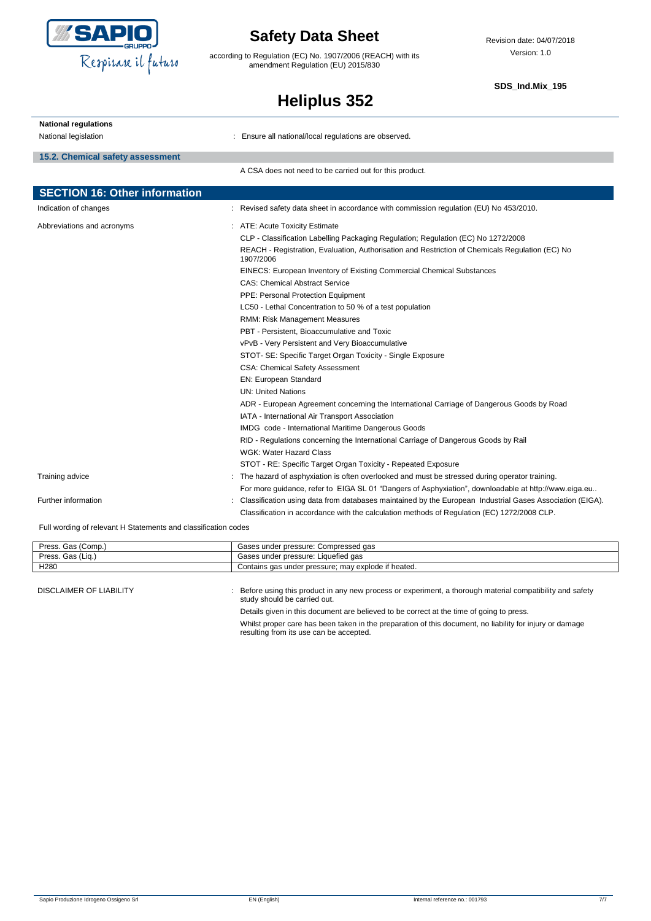**National regulations**

National legislation : Ensure all national/local regulations are observed.

### 15.2. Chemical safety assessment

A CSA does not need to be carried out for this product.

## SECTION 16: Other information

Indication of changes : Revised safety data sheet in accordance with commission regulation (EU) No 453/2010.

Abbreviations and acronyms :
- ATE: Acute Toxicity Estimate
- CLP - Classification Labelling Packaging Regulation; Regulation (EC) No 1272/2008
- REACH - Registration, Evaluation, Authorisation and Restriction of Chemicals Regulation (EC) No 1907/2006
- EINECS: European Inventory of Existing Commercial Chemical Substances
- CAS: Chemical Abstract Service
- PPE: Personal Protection Equipment
- LC50 - Lethal Concentration to 50 % of a test population
- RMM: Risk Management Measures
- PBT - Persistent, Bioaccumulative and Toxic
- vPvB - Very Persistent and Very Bioaccumulative
- STOT- SE: Specific Target Organ Toxicity - Single Exposure
- CSA: Chemical Safety Assessment
- EN: European Standard
- UN: United Nations
- ADR - European Agreement concerning the International Carriage of Dangerous Goods by Road
- IATA - International Air Transport Association
- IMDG code - International Maritime Dangerous Goods
- RID - Regulations concerning the International Carriage of Dangerous Goods by Rail
- WGK: Water Hazard Class
- STOT - RE: Specific Target Organ Toxicity - Repeated Exposure

Training advice : The hazard of asphyxiation is often overlooked and must be stressed during operator training.
For more guidance, refer to EIGA SL 01 "Dangers of Asphyxiation", downloadable at http://www.eiga.eu..

Further information : Classification using data from databases maintained by the European Industrial Gases Association (EIGA).
Classification in accordance with the calculation methods of Regulation (EC) 1272/2008 CLP.

Full wording of relevant H Statements and classification codes

| | |
|---|---|
| Press. Gas (Comp.) | Gases under pressure: Compressed gas |
| Press. Gas (Liq.) | Gases under pressure: Liquefied gas |
| H280 | Contains gas under pressure; may explode if heated. |

DISCLAIMER OF LIABILITY : Before using this product in any new process or experiment, a thorough material compatibility and safety study should be carried out.

Details given in this document are believed to be correct at the time of going to press.

Whilst proper care has been taken in the preparation of this document, no liability for injury or damage resulting from its use can be accepted.